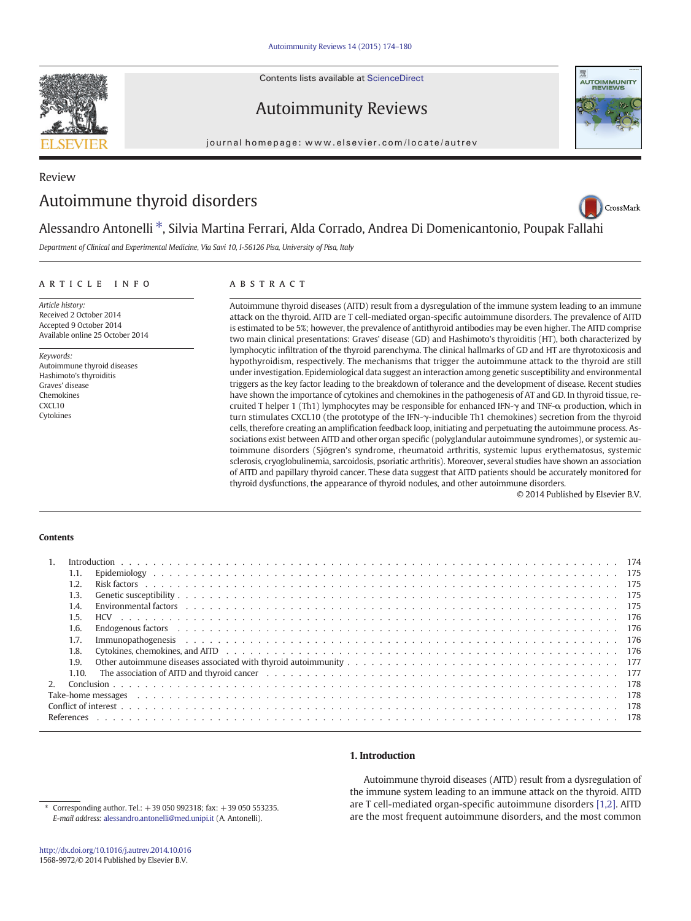Review

# Autoimmune thyroid disorders

Alessandro Antonelli *, Silvia Martina Ferrari, Alda Corrado, Andrea Di Domenicantonio, Poupak Fallahi

*Department of Clinical and Experimental Medicine, Via Savi 10, I-56126 Pisa, University of Pisa, Italy*

## ARTICLE INFO

*Article history:*
Received 2 October 2014
Accepted 9 October 2014
Available online 25 October 2014

*Keywords:*
Autoimmune thyroid diseases
Hashimoto's thyroiditis
Graves' disease
Chemokines
CXCL10
Cytokines

## ABSTRACT

Autoimmune thyroid diseases (AITD) result from a dysregulation of the immune system leading to an immune attack on the thyroid. AITD are T cell-mediated organ-specific autoimmune disorders. The prevalence of AITD is estimated to be 5%; however, the prevalence of antithyroid antibodies may be even higher. The AITD comprise two main clinical presentations: Graves' disease (GD) and Hashimoto's thyroiditis (HT), both characterized by lymphocytic infiltration of the thyroid parenchyma. The clinical hallmarks of GD and HT are thyrotoxicosis and hypothyroidism, respectively. The mechanisms that trigger the autoimmune attack to the thyroid are still under investigation. Epidemiological data suggest an interaction among genetic susceptibility and environmental triggers as the key factor leading to the breakdown of tolerance and the development of disease. Recent studies have shown the importance of cytokines and chemokines in the pathogenesis of AT and GD. In thyroid tissue, recruited T helper 1 (Th1) lymphocytes may be responsible for enhanced IFN-γ and TNF-α production, which in turn stimulates CXCL10 (the prototype of the IFN-γ-inducible Th1 chemokines) secretion from the thyroid cells, therefore creating an amplification feedback loop, initiating and perpetuating the autoimmune process. Associations exist between AITD and other organ specific (polyglandular autoimmune syndromes), or systemic autoimmune disorders (Sjögren's syndrome, rheumatoid arthritis, systemic lupus erythematosus, systemic sclerosis, cryoglobulinemia, sarcoidosis, psoriatic arthritis). Moreover, several studies have shown an association of AITD and papillary thyroid cancer. These data suggest that AITD patients should be accurately monitored for thyroid dysfunctions, the appearance of thyroid nodules, and other autoimmune disorders.

© 2014 Published by Elsevier B.V.

## Contents

1. Introduction . . . 174
   - 1.1. Epidemiology . . . 175
   - 1.2. Risk factors . . . 175
   - 1.3. Genetic susceptibility . . . 175
   - 1.4. Environmental factors . . . 175
   - 1.5. HCV . . . 176
   - 1.6. Endogenous factors . . . 176
   - 1.7. Immunopathogenesis . . . 176
   - 1.8. Cytokines, chemokines, and AITD . . . 176
   - 1.9. Other autoimmune diseases associated with thyroid autoimmunity . . . 177
   - 1.10. The association of AITD and thyroid cancer . . . 177
2. Conclusion . . . 178

Take-home messages . . . 178
Conflict of interest . . . 178
References . . . 178

## 1. Introduction

Autoimmune thyroid diseases (AITD) result from a dysregulation of the immune system leading to an immune attack on the thyroid. AITD are T cell-mediated organ-specific autoimmune disorders [1,2]. AITD are the most frequent autoimmune disorders, and the most common

* Corresponding author. Tel.: +39 050 992318; fax: +39 050 553235.
*E-mail address:* alessandro.antonelli@med.unipi.it (A. Antonelli).

http://dx.doi.org/10.1016/j.autrev.2014.10.016
1568-9972/© 2014 Published by Elsevier B.V.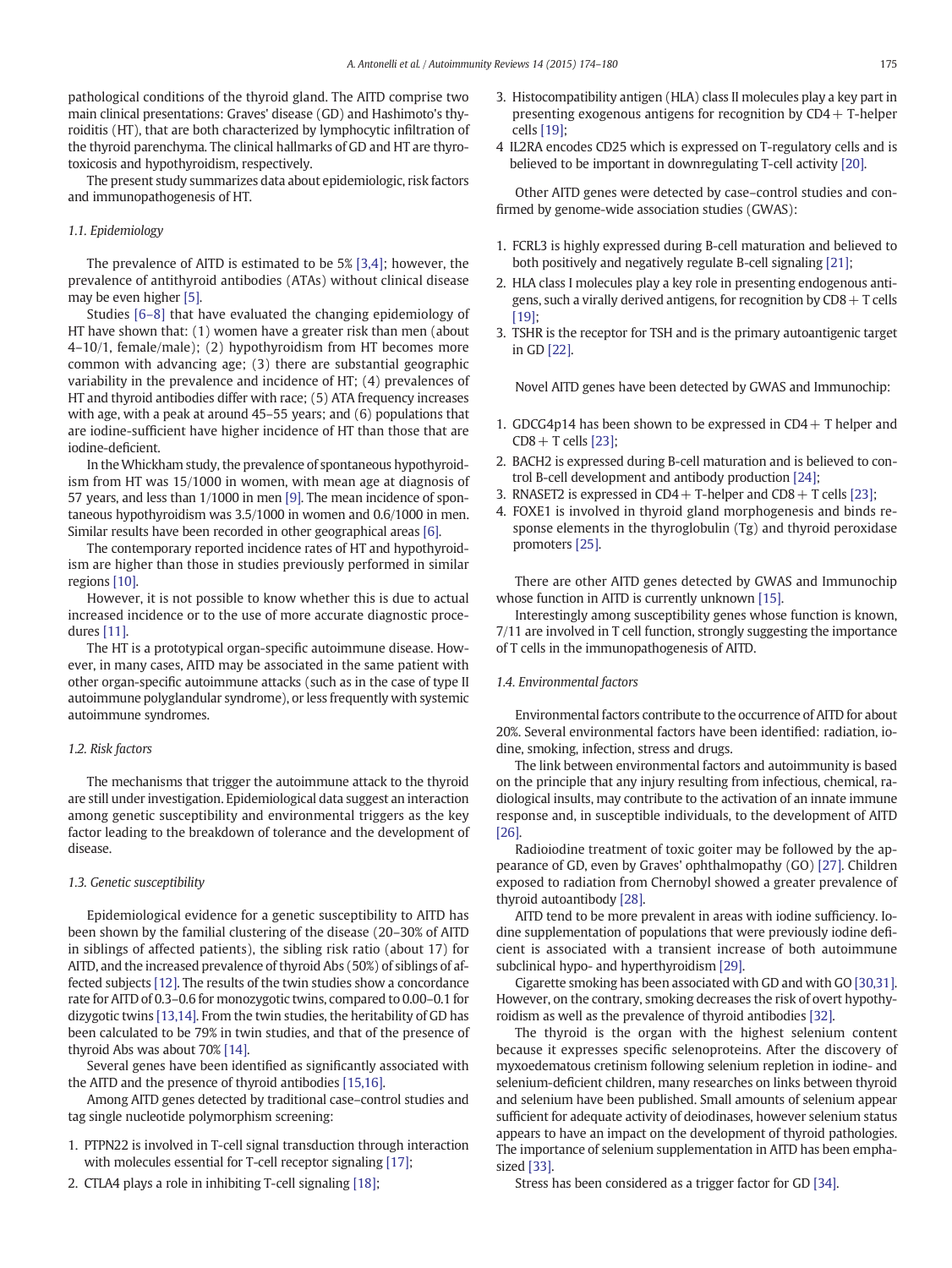pathological conditions of the thyroid gland. The AITD comprise two main clinical presentations: Graves' disease (GD) and Hashimoto's thyroiditis (HT), that are both characterized by lymphocytic infiltration of the thyroid parenchyma. The clinical hallmarks of GD and HT are thyrotoxicosis and hypothyroidism, respectively.

The present study summarizes data about epidemiologic, risk factors and immunopathogenesis of HT.

### 1.1. Epidemiology

The prevalence of AITD is estimated to be 5% [3,4]; however, the prevalence of antithyroid antibodies (ATAs) without clinical disease may be even higher [5].

Studies [6–8] that have evaluated the changing epidemiology of HT have shown that: (1) women have a greater risk than men (about 4–10/1, female/male); (2) hypothyroidism from HT becomes more common with advancing age; (3) there are substantial geographic variability in the prevalence and incidence of HT; (4) prevalences of HT and thyroid antibodies differ with race; (5) ATA frequency increases with age, with a peak at around 45–55 years; and (6) populations that are iodine-sufficient have higher incidence of HT than those that are iodine-deficient.

In the Whickham study, the prevalence of spontaneous hypothyroidism from HT was 15/1000 in women, with mean age at diagnosis of 57 years, and less than 1/1000 in men [9]. The mean incidence of spontaneous hypothyroidism was 3.5/1000 in women and 0.6/1000 in men. Similar results have been recorded in other geographical areas [6].

The contemporary reported incidence rates of HT and hypothyroidism are higher than those in studies previously performed in similar regions [10].

However, it is not possible to know whether this is due to actual increased incidence or to the use of more accurate diagnostic procedures [11].

The HT is a prototypical organ-specific autoimmune disease. However, in many cases, AITD may be associated in the same patient with other organ-specific autoimmune attacks (such as in the case of type II autoimmune polyglandular syndrome), or less frequently with systemic autoimmune syndromes.

### 1.2. Risk factors

The mechanisms that trigger the autoimmune attack to the thyroid are still under investigation. Epidemiological data suggest an interaction among genetic susceptibility and environmental triggers as the key factor leading to the breakdown of tolerance and the development of disease.

### 1.3. Genetic susceptibility

Epidemiological evidence for a genetic susceptibility to AITD has been shown by the familial clustering of the disease (20–30% of AITD in siblings of affected patients), the sibling risk ratio (about 17) for AITD, and the increased prevalence of thyroid Abs (50%) of siblings of affected subjects [12]. The results of the twin studies show a concordance rate for AITD of 0.3–0.6 for monozygotic twins, compared to 0.00–0.1 for dizygotic twins [13,14]. From the twin studies, the heritability of GD has been calculated to be 79% in twin studies, and that of the presence of thyroid Abs was about 70% [14].

Several genes have been identified as significantly associated with the AITD and the presence of thyroid antibodies [15,16].

Among AITD genes detected by traditional case–control studies and tag single nucleotide polymorphism screening:

1. PTPN22 is involved in T-cell signal transduction through interaction with molecules essential for T-cell receptor signaling [17];
2. CTLA4 plays a role in inhibiting T-cell signaling [18];
3. Histocompatibility antigen (HLA) class II molecules play a key part in presenting exogenous antigens for recognition by CD4+ T-helper cells [19];
4. IL2RA encodes CD25 which is expressed on T-regulatory cells and is believed to be important in downregulating T-cell activity [20].

Other AITD genes were detected by case–control studies and confirmed by genome-wide association studies (GWAS):

1. FCRL3 is highly expressed during B-cell maturation and believed to both positively and negatively regulate B-cell signaling [21];
2. HLA class I molecules play a key role in presenting endogenous antigens, such a virally derived antigens, for recognition by CD8+ T cells [19];
3. TSHR is the receptor for TSH and is the primary autoantigenic target in GD [22].

Novel AITD genes have been detected by GWAS and Immunochip:

1. GDCG4p14 has been shown to be expressed in CD4+ T helper and CD8+ T cells [23];
2. BACH2 is expressed during B-cell maturation and is believed to control B-cell development and antibody production [24];
3. RNASET2 is expressed in CD4+ T-helper and CD8+ T cells [23];
4. FOXE1 is involved in thyroid gland morphogenesis and binds response elements in the thyroglobulin (Tg) and thyroid peroxidase promoters [25].

There are other AITD genes detected by GWAS and Immunochip whose function in AITD is currently unknown [15].

Interestingly among susceptibility genes whose function is known, 7/11 are involved in T cell function, strongly suggesting the importance of T cells in the immunopathogenesis of AITD.

### 1.4. Environmental factors

Environmental factors contribute to the occurrence of AITD for about 20%. Several environmental factors have been identified: radiation, iodine, smoking, infection, stress and drugs.

The link between environmental factors and autoimmunity is based on the principle that any injury resulting from infectious, chemical, radiological insults, may contribute to the activation of an innate immune response and, in susceptible individuals, to the development of AITD [26].

Radioiodine treatment of toxic goiter may be followed by the appearance of GD, even by Graves' ophthalmopathy (GO) [27]. Children exposed to radiation from Chernobyl showed a greater prevalence of thyroid autoantibody [28].

AITD tend to be more prevalent in areas with iodine sufficiency. Iodine supplementation of populations that were previously iodine deficient is associated with a transient increase of both autoimmune subclinical hypo- and hyperthyroidism [29].

Cigarette smoking has been associated with GD and with GO [30,31]. However, on the contrary, smoking decreases the risk of overt hypothyroidism as well as the prevalence of thyroid antibodies [32].

The thyroid is the organ with the highest selenium content because it expresses specific selenoproteins. After the discovery of myxoedematous cretinism following selenium repletion in iodine- and selenium-deficient children, many researches on links between thyroid and selenium have been published. Small amounts of selenium appear sufficient for adequate activity of deiodinases, however selenium status appears to have an impact on the development of thyroid pathologies. The importance of selenium supplementation in AITD has been emphasized [33].

Stress has been considered as a trigger factor for GD [34].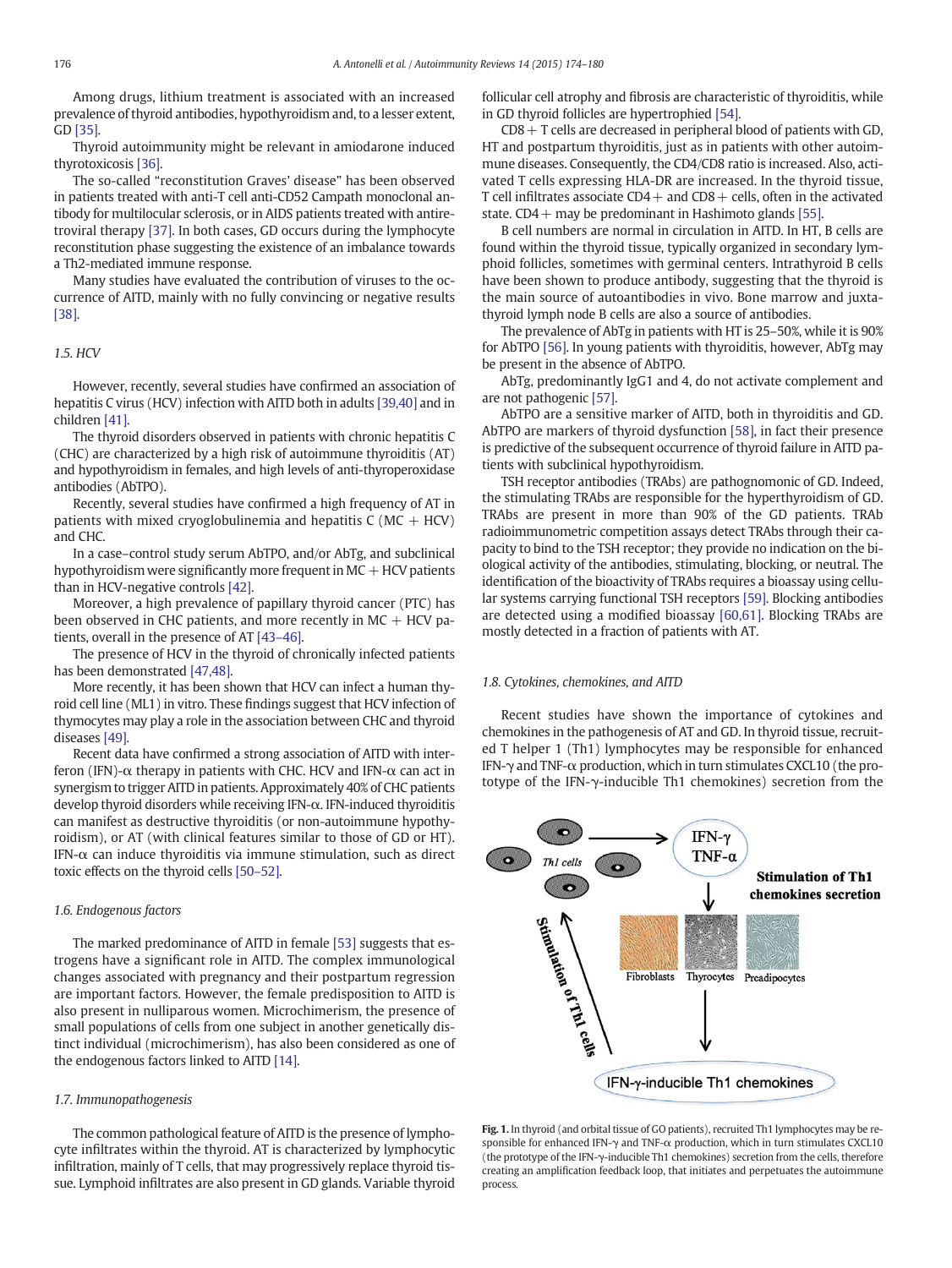Among drugs, lithium treatment is associated with an increased prevalence of thyroid antibodies, hypothyroidism and, to a lesser extent, GD [35].

Thyroid autoimmunity might be relevant in amiodarone induced thyrotoxicosis [36].

The so-called "reconstitution Graves' disease" has been observed in patients treated with anti-T cell anti-CD52 Campath monoclonal antibody for multilocular sclerosis, or in AIDS patients treated with antiretroviral therapy [37]. In both cases, GD occurs during the lymphocyte reconstitution phase suggesting the existence of an imbalance towards a Th2-mediated immune response.

Many studies have evaluated the contribution of viruses to the occurrence of AITD, mainly with no fully convincing or negative results [38].

### 1.5. HCV

However, recently, several studies have confirmed an association of hepatitis C virus (HCV) infection with AITD both in adults [39,40] and in children [41].

The thyroid disorders observed in patients with chronic hepatitis C (CHC) are characterized by a high risk of autoimmune thyroiditis (AT) and hypothyroidism in females, and high levels of anti-thyroperoxidase antibodies (AbTPO).

Recently, several studies have confirmed a high frequency of AT in patients with mixed cryoglobulinemia and hepatitis C (MC + HCV) and CHC.

In a case–control study serum AbTPO, and/or AbTg, and subclinical hypothyroidism were significantly more frequent in MC + HCV patients than in HCV-negative controls [42].

Moreover, a high prevalence of papillary thyroid cancer (PTC) has been observed in CHC patients, and more recently in MC + HCV patients, overall in the presence of AT [43–46].

The presence of HCV in the thyroid of chronically infected patients has been demonstrated [47,48].

More recently, it has been shown that HCV can infect a human thyroid cell line (ML1) in vitro. These findings suggest that HCV infection of thymocytes may play a role in the association between CHC and thyroid diseases [49].

Recent data have confirmed a strong association of AITD with interferon (IFN)-α therapy in patients with CHC. HCV and IFN-α can act in synergism to trigger AITD in patients. Approximately 40% of CHC patients develop thyroid disorders while receiving IFN-α. IFN-induced thyroiditis can manifest as destructive thyroiditis (or non-autoimmune hypothyroidism), or AT (with clinical features similar to those of GD or HT). IFN-α can induce thyroiditis via immune stimulation, such as direct toxic effects on the thyroid cells [50–52].

### 1.6. Endogenous factors

The marked predominance of AITD in female [53] suggests that estrogens have a significant role in AITD. The complex immunological changes associated with pregnancy and their postpartum regression are important factors. However, the female predisposition to AITD is also present in nulliparous women. Microchimerism, the presence of small populations of cells from one subject in another genetically distinct individual (microchimerism), has also been considered as one of the endogenous factors linked to AITD [14].

### 1.7. Immunopathogenesis

The common pathological feature of AITD is the presence of lymphocyte infiltrates within the thyroid. AT is characterized by lymphocytic infiltration, mainly of T cells, that may progressively replace thyroid tissue. Lymphoid infiltrates are also present in GD glands. Variable thyroid follicular cell atrophy and fibrosis are characteristic of thyroiditis, while in GD thyroid follicles are hypertrophied [54].

CD8+ T cells are decreased in peripheral blood of patients with GD, HT and postpartum thyroiditis, just as in patients with other autoimmune diseases. Consequently, the CD4/CD8 ratio is increased. Also, activated T cells expressing HLA-DR are increased. In the thyroid tissue, T cell infiltrates associate CD4+ and CD8+ cells, often in the activated state. CD4+ may be predominant in Hashimoto glands [55].

B cell numbers are normal in circulation in AITD. In HT, B cells are found within the thyroid tissue, typically organized in secondary lymphoid follicles, sometimes with germinal centers. Intrathyroid B cells have been shown to produce antibody, suggesting that the thyroid is the main source of autoantibodies in vivo. Bone marrow and juxtathyroid lymph node B cells are also a source of antibodies.

The prevalence of AbTg in patients with HT is 25–50%, while it is 90% for AbTPO [56]. In young patients with thyroiditis, however, AbTg may be present in the absence of AbTPO.

AbTg, predominantly IgG1 and 4, do not activate complement and are not pathogenic [57].

AbTPO are a sensitive marker of AITD, both in thyroiditis and GD. AbTPO are markers of thyroid dysfunction [58], in fact their presence is predictive of the subsequent occurrence of thyroid failure in AITD patients with subclinical hypothyroidism.

TSH receptor antibodies (TRAbs) are pathognomonic of GD. Indeed, the stimulating TRAbs are responsible for the hyperthyroidism of GD. TRAbs are present in more than 90% of the GD patients. TRAb radioimmunometric competition assays detect TRAbs through their capacity to bind to the TSH receptor; they provide no indication on the biological activity of the antibodies, stimulating, blocking, or neutral. The identification of the bioactivity of TRAbs requires a bioassay using cellular systems carrying functional TSH receptors [59]. Blocking antibodies are detected using a modified bioassay [60,61]. Blocking TRAbs are mostly detected in a fraction of patients with AT.

### 1.8. Cytokines, chemokines, and AITD

Recent studies have shown the importance of cytokines and chemokines in the pathogenesis of AT and GD. In thyroid tissue, recruited T helper 1 (Th1) lymphocytes may be responsible for enhanced IFN-γ and TNF-α production, which in turn stimulates CXCL10 (the prototype of the IFN-γ-inducible Th1 chemokines) secretion from the

**Fig. 1.** In thyroid (and orbital tissue of GO patients), recruited Th1 lymphocytes may be responsible for enhanced IFN-γ and TNF-α production, which in turn stimulates CXCL10 (the prototype of the IFN-γ-inducible Th1 chemokines) secretion from the cells, therefore creating an amplification feedback loop, that initiates and perpetuates the autoimmune process.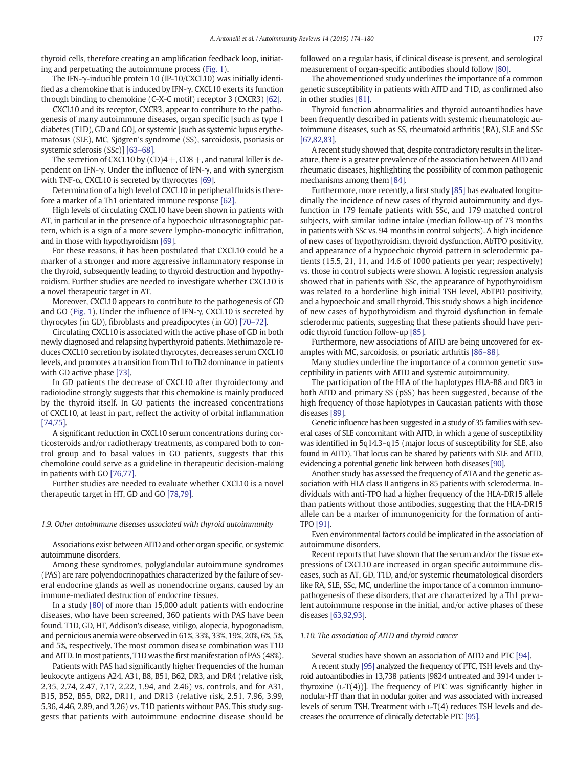thyroid cells, therefore creating an amplification feedback loop, initiating and perpetuating the autoimmune process (Fig. 1).

The IFN-γ-inducible protein 10 (IP-10/CXCL10) was initially identified as a chemokine that is induced by IFN-γ. CXCL10 exerts its function through binding to chemokine (C-X-C motif) receptor 3 (CXCR3) [62].

CXCL10 and its receptor, CXCR3, appear to contribute to the pathogenesis of many autoimmune diseases, organ specific [such as type 1 diabetes (T1D), GD and GO], or systemic [such as systemic lupus erythematosus (SLE), MC, Sjögren's syndrome (SS), sarcoidosis, psoriasis or systemic sclerosis (SSc)] [63–68].

The secretion of CXCL10 by (CD)4+, CD8+, and natural killer is dependent on IFN-γ. Under the influence of IFN-γ, and with synergism with TNF-α, CXCL10 is secreted by thyrocytes [69].

Determination of a high level of CXCL10 in peripheral fluids is therefore a marker of a Th1 orientated immune response [62].

High levels of circulating CXCL10 have been shown in patients with AT, in particular in the presence of a hypoechoic ultrasonographic pattern, which is a sign of a more severe lympho-monocytic infiltration, and in those with hypothyroidism [69].

For these reasons, it has been postulated that CXCL10 could be a marker of a stronger and more aggressive inflammatory response in the thyroid, subsequently leading to thyroid destruction and hypothyroidism. Further studies are needed to investigate whether CXCL10 is a novel therapeutic target in AT.

Moreover, CXCL10 appears to contribute to the pathogenesis of GD and GO (Fig. 1). Under the influence of IFN-γ, CXCL10 is secreted by thyrocytes (in GD), fibroblasts and preadipocytes (in GO) [70–72].

Circulating CXCL10 is associated with the active phase of GD in both newly diagnosed and relapsing hyperthyroid patients. Methimazole reduces CXCL10 secretion by isolated thyrocytes, decreases serum CXCL10 levels, and promotes a transition from Th1 to Th2 dominance in patients with GD active phase [73].

In GD patients the decrease of CXCL10 after thyroidectomy and radioiodine strongly suggests that this chemokine is mainly produced by the thyroid itself. In GO patients the increased concentrations of CXCL10, at least in part, reflect the activity of orbital inflammation [74,75].

A significant reduction in CXCL10 serum concentrations during corticosteroids and/or radiotherapy treatments, as compared both to control group and to basal values in GO patients, suggests that this chemokine could serve as a guideline in therapeutic decision-making in patients with GO [76,77].

Further studies are needed to evaluate whether CXCL10 is a novel therapeutic target in HT, GD and GO [78,79].

### *1.9. Other autoimmune diseases associated with thyroid autoimmunity*

Associations exist between AITD and other organ specific, or systemic autoimmune disorders.

Among these syndromes, polyglandular autoimmune syndromes (PAS) are rare polyendocrinopathies characterized by the failure of several endocrine glands as well as nonendocrine organs, caused by an immune-mediated destruction of endocrine tissues.

In a study [80] of more than 15,000 adult patients with endocrine diseases, who have been screened, 360 patients with PAS have been found. T1D, GD, HT, Addison's disease, vitiligo, alopecia, hypogonadism, and pernicious anemia were observed in 61%, 33%, 33%, 19%, 20%, 6%, 5%, and 5%, respectively. The most common disease combination was T1D and AITD. In most patients, T1D was the first manifestation of PAS (48%).

Patients with PAS had significantly higher frequencies of the human leukocyte antigens A24, A31, B8, B51, B62, DR3, and DR4 (relative risk, 2.35, 2.74, 2.47, 7.17, 2.22, 1.94, and 2.46) vs. controls, and for A31, B15, B52, B55, DR2, DR11, and DR13 (relative risk, 2.51, 7.96, 3.99, 5.36, 4.46, 2.89, and 3.26) vs. T1D patients without PAS. This study suggests that patients with autoimmune endocrine disease should be followed on a regular basis, if clinical disease is present, and serological measurement of organ-specific antibodies should follow [80].

The abovementioned study underlines the importance of a common genetic susceptibility in patients with AITD and T1D, as confirmed also in other studies [81].

Thyroid function abnormalities and thyroid autoantibodies have been frequently described in patients with systemic rheumatologic autoimmune diseases, such as SS, rheumatoid arthritis (RA), SLE and SSc [67,82,83].

A recent study showed that, despite contradictory results in the literature, there is a greater prevalence of the association between AITD and rheumatic diseases, highlighting the possibility of common pathogenic mechanisms among them [84].

Furthermore, more recently, a first study [85] has evaluated longitudinally the incidence of new cases of thyroid autoimmunity and dysfunction in 179 female patients with SSc, and 179 matched control subjects, with similar iodine intake (median follow-up of 73 months in patients with SSc vs. 94 months in control subjects). A high incidence of new cases of hypothyroidism, thyroid dysfunction, AbTPO positivity, and appearance of a hypoechoic thyroid pattern in sclerodermic patients (15.5, 21, 11, and 14.6 of 1000 patients per year; respectively) vs. those in control subjects were shown. A logistic regression analysis showed that in patients with SSc, the appearance of hypothyroidism was related to a borderline high initial TSH level, AbTPO positivity, and a hypoechoic and small thyroid. This study shows a high incidence of new cases of hypothyroidism and thyroid dysfunction in female sclerodermic patients, suggesting that these patients should have periodic thyroid function follow-up [85].

Furthermore, new associations of AITD are being uncovered for examples with MC, sarcoidosis, or psoriatic arthritis [86–88].

Many studies underline the importance of a common genetic susceptibility in patients with AITD and systemic autoimmunity.

The participation of the HLA of the haplotypes HLA-B8 and DR3 in both AITD and primary SS (pSS) has been suggested, because of the high frequency of those haplotypes in Caucasian patients with those diseases [89].

Genetic influence has been suggested in a study of 35 families with several cases of SLE concomitant with AITD, in which a gene of susceptibility was identified in 5q14.3–q15 (major locus of susceptibility for SLE, also found in AITD). That locus can be shared by patients with SLE and AITD, evidencing a potential genetic link between both diseases [90].

Another study has assessed the frequency of ATA and the genetic association with HLA class II antigens in 85 patients with scleroderma. Individuals with anti-TPO had a higher frequency of the HLA-DR15 allele than patients without those antibodies, suggesting that the HLA-DR15 allele can be a marker of immunogenicity for the formation of anti-TPO [91].

Even environmental factors could be implicated in the association of autoimmune disorders.

Recent reports that have shown that the serum and/or the tissue expressions of CXCL10 are increased in organ specific autoimmune diseases, such as AT, GD, T1D, and/or systemic rheumatological disorders like RA, SLE, SSc, MC, underline the importance of a common immunopathogenesis of these disorders, that are characterized by a Th1 prevalent autoimmune response in the initial, and/or active phases of these diseases [63,92,93].

### *1.10. The association of AITD and thyroid cancer*

Several studies have shown an association of AITD and PTC [94].

A recent study [95] analyzed the frequency of PTC, TSH levels and thyroid autoantibodies in 13,738 patients [9824 untreated and 3914 under L-thyroxine (L-T(4))]. The frequency of PTC was significantly higher in nodular-HT than that in nodular goiter and was associated with increased levels of serum TSH. Treatment with L-T(4) reduces TSH levels and decreases the occurrence of clinically detectable PTC [95].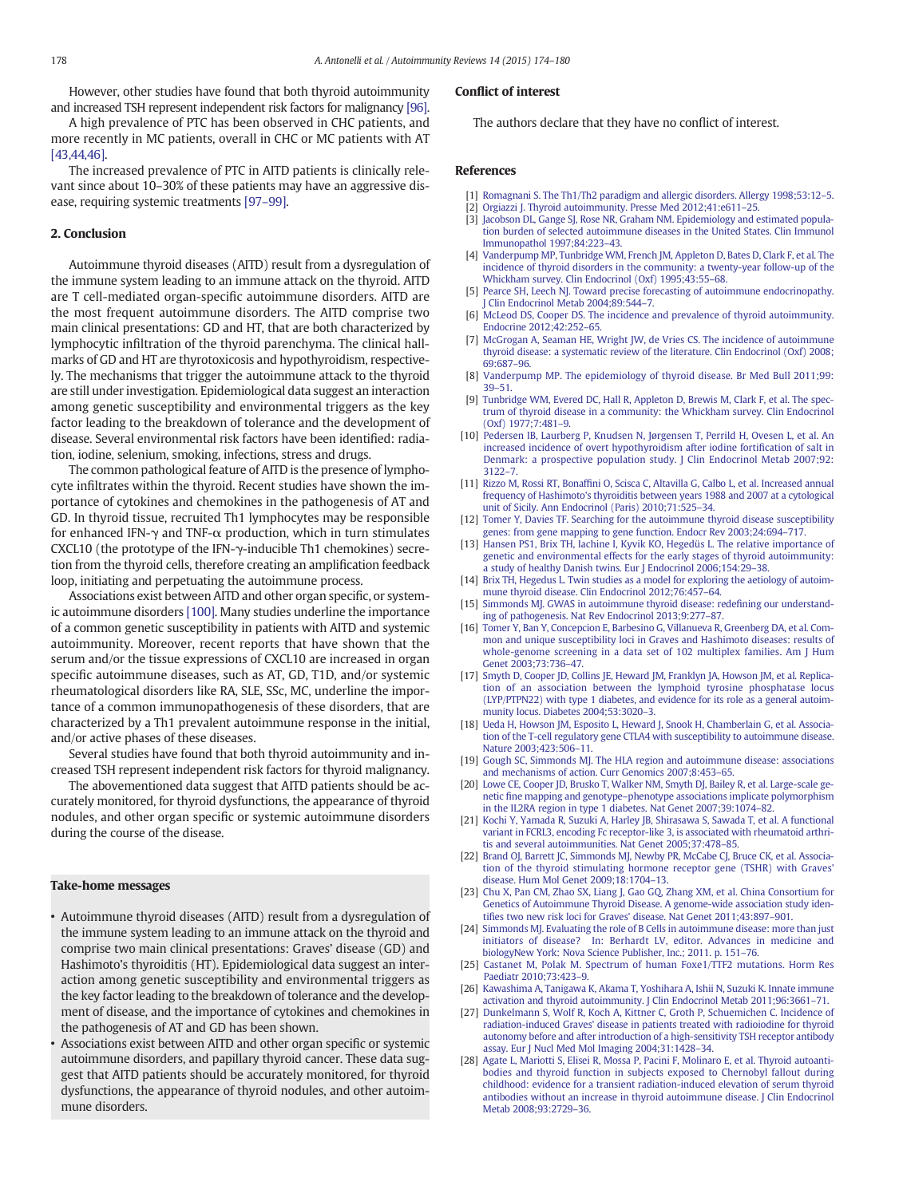However, other studies have found that both thyroid autoimmunity and increased TSH represent independent risk factors for malignancy [96].

A high prevalence of PTC has been observed in CHC patients, and more recently in MC patients, overall in CHC or MC patients with AT [43,44,46].

The increased prevalence of PTC in AITD patients is clinically relevant since about 10–30% of these patients may have an aggressive disease, requiring systemic treatments [97–99].

## 2. Conclusion

Autoimmune thyroid diseases (AITD) result from a dysregulation of the immune system leading to an immune attack on the thyroid. AITD are T cell-mediated organ-specific autoimmune disorders. AITD are the most frequent autoimmune disorders. The AITD comprise two main clinical presentations: GD and HT, that are both characterized by lymphocytic infiltration of the thyroid parenchyma. The clinical hallmarks of GD and HT are thyrotoxicosis and hypothyroidism, respectively. The mechanisms that trigger the autoimmune attack to the thyroid are still under investigation. Epidemiological data suggest an interaction among genetic susceptibility and environmental triggers as the key factor leading to the breakdown of tolerance and the development of disease. Several environmental risk factors have been identified: radiation, iodine, selenium, smoking, infections, stress and drugs.

The common pathological feature of AITD is the presence of lymphocyte infiltrates within the thyroid. Recent studies have shown the importance of cytokines and chemokines in the pathogenesis of AT and GD. In thyroid tissue, recruited Th1 lymphocytes may be responsible for enhanced IFN-γ and TNF-α production, which in turn stimulates CXCL10 (the prototype of the IFN-γ-inducible Th1 chemokines) secretion from the thyroid cells, therefore creating an amplification feedback loop, initiating and perpetuating the autoimmune process.

Associations exist between AITD and other organ specific, or systemic autoimmune disorders [100]. Many studies underline the importance of a common genetic susceptibility in patients with AITD and systemic autoimmunity. Moreover, recent reports that have shown that the serum and/or the tissue expressions of CXCL10 are increased in organ specific autoimmune diseases, such as AT, GD, T1D, and/or systemic rheumatological disorders like RA, SLE, SSc, MC, underline the importance of a common immunopathogenesis of these disorders, that are characterized by a Th1 prevalent autoimmune response in the initial, and/or active phases of these diseases.

Several studies have found that both thyroid autoimmunity and increased TSH represent independent risk factors for thyroid malignancy.

The abovementioned data suggest that AITD patients should be accurately monitored, for thyroid dysfunctions, the appearance of thyroid nodules, and other organ specific or systemic autoimmune disorders during the course of the disease.

### Take-home messages

- Autoimmune thyroid diseases (AITD) result from a dysregulation of the immune system leading to an immune attack on the thyroid and comprise two main clinical presentations: Graves' disease (GD) and Hashimoto's thyroiditis (HT). Epidemiological data suggest an interaction among genetic susceptibility and environmental triggers as the key factor leading to the breakdown of tolerance and the development of disease, and the importance of cytokines and chemokines in the pathogenesis of AT and GD has been shown.
- Associations exist between AITD and other organ specific or systemic autoimmune disorders, and papillary thyroid cancer. These data suggest that AITD patients should be accurately monitored, for thyroid dysfunctions, the appearance of thyroid nodules, and other autoimmune disorders.

## Conflict of interest

The authors declare that they have no conflict of interest.

## References

[1] Romagnani S. The Th1/Th2 paradigm and allergic disorders. Allergy 1998;53:12–5.

[2] Orgiazzi J. Thyroid autoimmunity. Presse Med 2012;41:e611–25.

[3] Jacobson DL, Gange SJ, Rose NR, Graham NM. Epidemiology and estimated population burden of selected autoimmune diseases in the United States. Clin Immunol Immunopathol 1997;84:223–43.

[4] Vanderpump MP, Tunbridge WM, French JM, Appleton D, Bates D, Clark F, et al. The incidence of thyroid disorders in the community: a twenty-year follow-up of the Whickham survey. Clin Endocrinol (Oxf) 1995;43:55–68.

[5] Pearce SH, Leech NJ. Toward precise forecasting of autoimmune endocrinopathy. J Clin Endocrinol Metab 2004;89:544–7.

[6] McLeod DS, Cooper DS. The incidence and prevalence of thyroid autoimmunity. Endocrine 2012;42:252–65.

[7] McGrogan A, Seaman HE, Wright JW, de Vries CS. The incidence of autoimmune thyroid disease: a systematic review of the literature. Clin Endocrinol (Oxf) 2008; 69:687–96.

[8] Vanderpump MP. The epidemiology of thyroid disease. Br Med Bull 2011;99: 39–51.

[9] Tunbridge WM, Evered DC, Hall R, Appleton D, Brewis M, Clark F, et al. The spectrum of thyroid disease in a community: the Whickham survey. Clin Endocrinol (Oxf) 1977;7:481–9.

[10] Pedersen IB, Laurberg P, Knudsen N, Jørgensen T, Perrild H, Ovesen L, et al. An increased incidence of overt hypothyroidism after iodine fortification of salt in Denmark: a prospective population study. J Clin Endocrinol Metab 2007;92: 3122–7.

[11] Rizzo M, Rossi RT, Bonaffini O, Scisca C, Altavilla G, Calbo L, et al. Increased annual frequency of Hashimoto's thyroiditis between years 1988 and 2007 at a cytological unit of Sicily. Ann Endocrinol (Paris) 2010;71:525–34.

[12] Tomer Y, Davies TF. Searching for the autoimmune thyroid disease susceptibility genes: from gene mapping to gene function. Endocr Rev 2003;24:694–717.

[13] Hansen PS1, Brix TH, Iachine I, Kyvik KO, Hegedüs L. The relative importance of genetic and environmental effects for the early stages of thyroid autoimmunity: a study of healthy Danish twins. Eur J Endocrinol 2006;154:29–38.

[14] Brix TH, Hegedus L. Twin studies as a model for exploring the aetiology of autoimmune thyroid disease. Clin Endocrinol 2012;76:457–64.

[15] Simmonds MJ. GWAS in autoimmune thyroid disease: redefining our understanding of pathogenesis. Nat Rev Endocrinol 2013;9:277–87.

[16] Tomer Y, Ban Y, Concepcion E, Barbesino G, Villanueva R, Greenberg DA, et al. Common and unique susceptibility loci in Graves and Hashimoto diseases: results of whole-genome screening in a data set of 102 multiplex families. Am J Hum Genet 2003;73:736–47.

[17] Smyth D, Cooper JD, Collins JE, Heward JM, Franklyn JA, Howson JM, et al. Replication of an association between the lymphoid tyrosine phosphatase locus (LYP/PTPN22) with type 1 diabetes, and evidence for its role as a general autoimmunity locus. Diabetes 2004;53:3020–3.

[18] Ueda H, Howson JM, Esposito L, Heward J, Snook H, Chamberlain G, et al. Association of the T-cell regulatory gene CTLA4 with susceptibility to autoimmune disease. Nature 2003;423:506–11.

[19] Gough SC, Simmonds MJ. The HLA region and autoimmune disease: associations and mechanisms of action. Curr Genomics 2007;8:453–65.

[20] Lowe CE, Cooper JD, Brusko T, Walker NM, Smyth DJ, Bailey R, et al. Large-scale genetic fine mapping and genotype–phenotype associations implicate polymorphism in the IL2RA region in type 1 diabetes. Nat Genet 2007;39:1074–82.

[21] Kochi Y, Yamada R, Suzuki A, Harley JB, Shirasawa S, Sawada T, et al. A functional variant in FCRL3, encoding Fc receptor-like 3, is associated with rheumatoid arthritis and several autoimmunities. Nat Genet 2005;37:478–85.

[22] Brand OJ, Barrett JC, Simmonds MJ, Newby PR, McCabe CJ, Bruce CK, et al. Association of the thyroid stimulating hormone receptor gene (TSHR) with Graves' disease. Hum Mol Genet 2009;18:1704–13.

[23] Chu X, Pan CM, Zhao SX, Liang J, Gao GQ, Zhang XM, et al. China Consortium for Genetics of Autoimmune Thyroid Disease. A genome-wide association study identifies two new risk loci for Graves' disease. Nat Genet 2011;43:897–901.

[24] Simmonds MJ. Evaluating the role of B Cells in autoimmune disease: more than just initiators of disease? In: Berhardt LV, editor. Advances in medicine and biologyNew York: Nova Science Publisher, Inc.; 2011. p. 151–76.

[25] Castanet M, Polak M. Spectrum of human Foxe1/TTF2 mutations. Horm Res Paediatr 2010;73:423–9.

[26] Kawashima A, Tanigawa K, Akama T, Yoshihara A, Ishii N, Suzuki K. Innate immune activation and thyroid autoimmunity. J Clin Endocrinol Metab 2011;96:3661–71.

[27] Dunkelmann S, Wolf R, Koch A, Kittner C, Groth P, Schuemichen C. Incidence of radiation-induced Graves' disease in patients treated with radioiodine for thyroid autonomy before and after introduction of a high-sensitivity TSH receptor antibody assay. Eur J Nucl Med Mol Imaging 2004;31:1428–34.

[28] Agate L, Mariotti S, Elisei R, Mossa P, Pacini F, Molinaro E, et al. Thyroid autoantibodies and thyroid function in subjects exposed to Chernobyl fallout during childhood: evidence for a transient radiation-induced elevation of serum thyroid antibodies without an increase in thyroid autoimmune disease. J Clin Endocrinol Metab 2008;93:2729–36.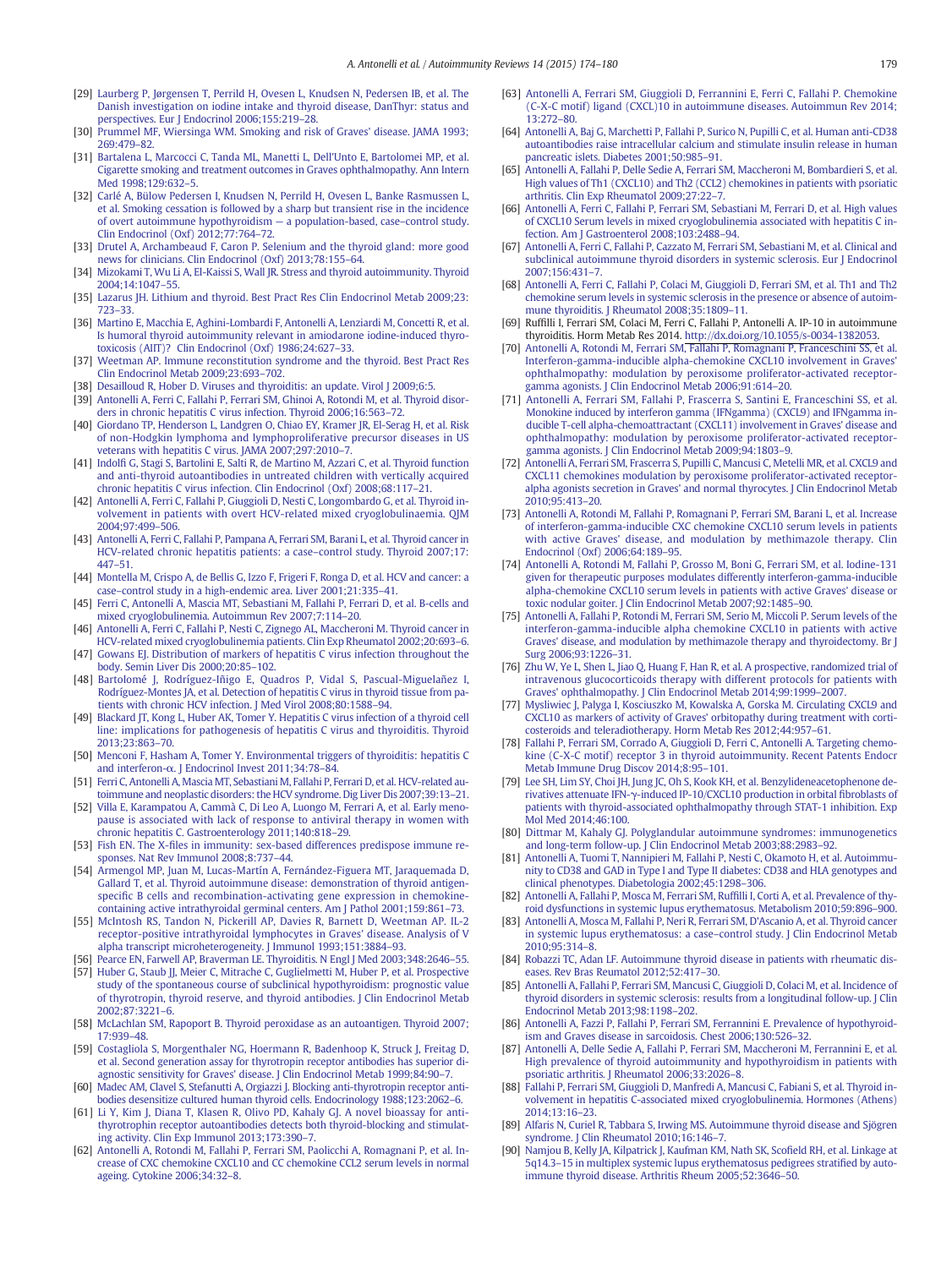[29] Laurberg P, Jørgensen T, Perrild H, Ovesen L, Knudsen N, Pedersen IB, et al. The Danish investigation on iodine intake and thyroid disease, DanThyr: status and perspectives. Eur J Endocrinol 2006;155:219–28.

[30] Prummel MF, Wiersinga WM. Smoking and risk of Graves' disease. JAMA 1993; 269:479–82.

[31] Bartalena L, Marcocci C, Tanda ML, Manetti L, Dell'Unto E, Bartolomei MP, et al. Cigarette smoking and treatment outcomes in Graves ophthalmopathy. Ann Intern Med 1998;129:632–5.

[32] Carlé A, Bülow Pedersen I, Knudsen N, Perrild H, Ovesen L, Banke Rasmussen L, et al. Smoking cessation is followed by a sharp but transient rise in the incidence of overt autoimmune hypothyroidism — a population-based, case–control study. Clin Endocrinol (Oxf) 2012;77:764–72.

[33] Drutel A, Archambeaud F, Caron P. Selenium and the thyroid gland: more good news for clinicians. Clin Endocrinol (Oxf) 2013;78:155–64.

[34] Mizokami T, Wu Li A, El-Kaissi S, Wall JR. Stress and thyroid autoimmunity. Thyroid 2004;14:1047–55.

[35] Lazarus JH. Lithium and thyroid. Best Pract Res Clin Endocrinol Metab 2009;23: 723–33.

[36] Martino E, Macchia E, Aghini-Lombardi F, Antonelli A, Lenziardi M, Concetti R, et al. Is humoral thyroid autoimmunity relevant in amiodarone iodine-induced thyrotoxicosis (AIIT)? Clin Endocrinol (Oxf) 1986;24:627–33.

[37] Weetman AP. Immune reconstitution syndrome and the thyroid. Best Pract Res Clin Endocrinol Metab 2009;23:693–702.

[38] Desailloud R, Hober D. Viruses and thyroiditis: an update. Virol J 2009;6:5.

[39] Antonelli A, Ferri C, Fallahi P, Ferrari SM, Ghinoi A, Rotondi M, et al. Thyroid disorders in chronic hepatitis C virus infection. Thyroid 2006;16:563–72.

[40] Giordano TP, Henderson L, Landgren O, Chiao EY, Kramer JR, El-Serag H, et al. Risk of non-Hodgkin lymphoma and lymphoproliferative precursor diseases in US veterans with hepatitis C virus. JAMA 2007;297:2010–7.

[41] Indolfi G, Stagi S, Bartolini E, Salti R, de Martino M, Azzari C, et al. Thyroid function and anti-thyroid autoantibodies in untreated children with vertically acquired chronic hepatitis C virus infection. Clin Endocrinol (Oxf) 2008;68:117–21.

[42] Antonelli A, Ferri C, Fallahi P, Giuggioli D, Nesti C, Longombardo G, et al. Thyroid involvement in patients with overt HCV-related mixed cryoglobulinaemia. QJM 2004;97:499–506.

[43] Antonelli A, Ferri C, Fallahi P, Pampana A, Ferrari SM, Barani L, et al. Thyroid cancer in HCV-related chronic hepatitis patients: a case–control study. Thyroid 2007;17: 447–51.

[44] Montella M, Crispo A, de Bellis G, Izzo F, Frigeri F, Ronga D, et al. HCV and cancer: a case–control study in a high-endemic area. Liver 2001;21:335–41.

[45] Ferri C, Antonelli A, Mascia MT, Sebastiani M, Fallahi P, Ferrari D, et al. B-cells and mixed cryoglobulinemia. Autoimmun Rev 2007;7:114–20.

[46] Antonelli A, Ferri C, Fallahi P, Nesti C, Zignego AL, Maccheroni M. Thyroid cancer in HCV-related mixed cryoglobulinemia patients. Clin Exp Rheumatol 2002;20:693–6.

[47] Gowans EJ. Distribution of markers of hepatitis C virus infection throughout the body. Semin Liver Dis 2000;20:85–102.

[48] Bartolomé J, Rodríguez-Iñigo E, Quadros P, Vidal S, Pascual-Miguelañez I, Rodríguez-Montes JA, et al. Detection of hepatitis C virus in thyroid tissue from patients with chronic HCV infection. J Med Virol 2008;80:1588–94.

[49] Blackard JT, Kong L, Huber AK, Tomer Y. Hepatitis C virus infection of a thyroid cell line: implications for pathogenesis of hepatitis C virus and thyroiditis. Thyroid 2013;23:863–70.

[50] Menconi F, Hasham A, Tomer Y. Environmental triggers of thyroiditis: hepatitis C and interferon-α. J Endocrinol Invest 2011;34:78–84.

[51] Ferri C, Antonelli A, Mascia MT, Sebastiani M, Fallahi P, Ferrari D, et al. HCV-related autoimmune and neoplastic disorders: the HCV syndrome. Dig Liver Dis 2007;39:13–21.

[52] Villa E, Karampatou A, Cammà C, Di Leo A, Luongo M, Ferrari A, et al. Early menopause is associated with lack of response to antiviral therapy in women with chronic hepatitis C. Gastroenterology 2011;140:818–29.

[53] Fish EN. The X-files in immunity: sex-based differences predispose immune responses. Nat Rev Immunol 2008;8:737–44.

[54] Armengol MP, Juan M, Lucas-Martín A, Fernández-Figuera MT, Jaraquemada D, Gallard T, et al. Thyroid autoimmune disease: demonstration of thyroid antigen-specific B cells and recombination-activating gene expression in chemokine-containing active intrathyroidal germinal centers. Am J Pathol 2001;159:861–73.

[55] McIntosh RS, Tandon N, Pickerill AP, Davies R, Barnett D, Weetman AP. IL-2 receptor-positive intrathyroidal lymphocytes in Graves' disease. Analysis of V alpha transcript microheterogeneity. J Immunol 1993;151:3884–93.

[56] Pearce EN, Farwell AP, Braverman LE. Thyroiditis. N Engl J Med 2003;348:2646–55.

[57] Huber G, Staub JJ, Meier C, Mitrache C, Guglielmetti M, Huber P, et al. Prospective study of the spontaneous course of subclinical hypothyroidism: prognostic value of thyrotropin, thyroid reserve, and thyroid antibodies. J Clin Endocrinol Metab 2002;87:3221–6.

[58] McLachlan SM, Rapoport B. Thyroid peroxidase as an autoantigen. Thyroid 2007; 17:939–48.

[59] Costagliola S, Morgenthaler NG, Hoermann R, Badenhoop K, Struck J, Freitag D, et al. Second generation assay for thyrotropin receptor antibodies has superior diagnostic sensitivity for Graves' disease. J Clin Endocrinol Metab 1999;84:90–7.

[60] Madec AM, Clavel S, Stefanutti A, Orgiazzi J. Blocking anti-thyrotropin receptor antibodies desensitize cultured human thyroid cells. Endocrinology 1988;123:2062–6.

[61] Li Y, Kim J, Diana T, Klasen R, Olivo PD, Kahaly GJ. A novel bioassay for anti-thyrotrophin receptor autoantibodies detects both thyroid-blocking and stimulating activity. Clin Exp Immunol 2013;173:390–7.

[62] Antonelli A, Rotondi M, Fallahi P, Ferrari SM, Paolicchi A, Romagnani P, et al. Increase of CXC chemokine CXCL10 and CC chemokine CCL2 serum levels in normal ageing. Cytokine 2006;34:32–8.

[63] Antonelli A, Ferrari SM, Giuggioli D, Ferrannini E, Ferri C, Fallahi P. Chemokine (C-X-C motif) ligand (CXCL)10 in autoimmune diseases. Autoimmun Rev 2014; 13:272–80.

[64] Antonelli A, Baj G, Marchetti P, Fallahi P, Surico N, Pupilli C, et al. Human anti-CD38 autoantibodies raise intracellular calcium and stimulate insulin release in human pancreatic islets. Diabetes 2001;50:985–91.

[65] Antonelli A, Fallahi P, Delle Sedie A, Ferrari SM, Maccheroni M, Bombardieri S, et al. High values of Th1 (CXCL10) and Th2 (CCL2) chemokines in patients with psoriatic arthritis. Clin Exp Rheumatol 2009;27:22–7.

[66] Antonelli A, Ferri C, Fallahi P, Ferrari SM, Sebastiani M, Ferrari D, et al. High values of CXCL10 Serum levels in mixed cryoglobulinemia associated with hepatitis C infection. Am J Gastroenterol 2008;103:2488–94.

[67] Antonelli A, Ferri C, Fallahi P, Cazzato M, Ferrari SM, Sebastiani M, et al. Clinical and subclinical autoimmune thyroid disorders in systemic sclerosis. Eur J Endocrinol 2007;156:431–7.

[68] Antonelli A, Ferri C, Fallahi P, Colaci M, Giuggioli D, Ferrari SM, et al. Th1 and Th2 chemokine serum levels in systemic sclerosis in the presence or absence of autoimmune thyroiditis. J Rheumatol 2008;35:1809–11.

[69] Ruffilli I, Ferrari SM, Colaci M, Ferri C, Fallahi P, Antonelli A. IP-10 in autoimmune thyroiditis. Horm Metab Res 2014. http://dx.doi.org/10.1055/s-0034-1382053.

[70] Antonelli A, Rotondi M, Ferrari SM, Fallahi P, Romagnani P, Franceschini SS, et al. Interferon-gamma-inducible alpha-chemokine CXCL10 involvement in Graves' ophthalmopathy: modulation by peroxisome proliferator-activated receptor-gamma agonists. J Clin Endocrinol Metab 2006;91:614–20.

[71] Antonelli A, Ferrari SM, Fallahi P, Frascerra S, Santini E, Franceschini SS, et al. Monokine induced by interferon gamma (IFNgamma) (CXCL9) and IFNgamma inducible T-cell alpha-chemoattractant (CXCL11) involvement in Graves' disease and ophthalmopathy: modulation by peroxisome proliferator-activated receptor-gamma agonists. J Clin Endocrinol Metab 2009;94:1803–9.

[72] Antonelli A, Ferrari SM, Frascerra S, Pupilli C, Mancusi C, Metelli MR, et al. CXCL9 and CXCL11 chemokines modulation by peroxisome proliferator-activated receptor-alpha agonists secretion in Graves' and normal thyrocytes. J Clin Endocrinol Metab 2010;95:413–20.

[73] Antonelli A, Rotondi M, Fallahi P, Romagnani P, Ferrari SM, Barani L, et al. Increase of interferon-gamma-inducible CXC chemokine CXCL10 serum levels in patients with active Graves' disease, and modulation by methimazole therapy. Clin Endocrinol (Oxf) 2006;64:189–95.

[74] Antonelli A, Rotondi M, Fallahi P, Grosso M, Boni G, Ferrari SM, et al. Iodine-131 given for therapeutic purposes modulates differently interferon-gamma-inducible alpha-chemokine CXCL10 serum levels in patients with active Graves' disease or toxic nodular goiter. J Clin Endocrinol Metab 2007;92:1485–90.

[75] Antonelli A, Fallahi P, Rotondi M, Ferrari SM, Serio M, Miccoli P. Serum levels of the interferon-gamma-inducible alpha chemokine CXCL10 in patients with active Graves' disease, and modulation by methimazole therapy and thyroidectomy. Br J Surg 2006;93:1226–31.

[76] Zhu W, Ye L, Shen L, Jiao Q, Huang F, Han R, et al. A prospective, randomized trial of intravenous glucocorticoids therapy with different protocols for patients with Graves' ophthalmopathy. J Clin Endocrinol Metab 2014;99:1999–2007.

[77] Mysliwiec J, Palyga I, Kosciuszko M, Kowalska A, Gorska M. Circulating CXCL9 and CXCL10 as markers of activity of Graves' orbitopathy during treatment with corticosteroids and teleradiotherapy. Horm Metab Res 2012;44:957–61.

[78] Fallahi P, Ferrari SM, Corrado A, Giuggioli D, Ferri C, Antonelli A. Targeting chemokine (C-X-C motif) receptor 3 in thyroid autoimmunity. Recent Patents Endocr Metab Immune Drug Discov 2014;8:95–101.

[79] Lee SH, Lim SY, Choi JH, Jung JC, Oh S, Kook KH, et al. Benzylideneacetophenone derivatives attenuate IFN-γ-induced IP-10/CXCL10 production in orbital fibroblasts of patients with thyroid-associated ophthalmopathy through STAT-1 inhibition. Exp Mol Med 2014;46:100.

[80] Dittmar M, Kahaly GJ. Polyglandular autoimmune syndromes: immunogenetics and long-term follow-up. J Clin Endocrinol Metab 2003;88:2983–92.

[81] Antonelli A, Tuomi T, Nannipieri M, Fallahi P, Nesti C, Okamoto H, et al. Autoimmunity to CD38 and GAD in Type I and Type II diabetes: CD38 and HLA genotypes and clinical phenotypes. Diabetologia 2002;45:1298–306.

[82] Antonelli A, Fallahi P, Mosca M, Ferrari SM, Ruffilli I, Corti A, et al. Prevalence of thyroid dysfunctions in systemic lupus erythematosus. Metabolism 2010;59:896–900.

[83] Antonelli A, Mosca M, Fallahi P, Neri R, Ferrari SM, D'Ascanio A, et al. Thyroid cancer in systemic lupus erythematosus: a case–control study. J Clin Endocrinol Metab 2010;95:314–8.

[84] Robazzi TC, Adan LF. Autoimmune thyroid disease in patients with rheumatic diseases. Rev Bras Reumatol 2012;52:417–30.

[85] Antonelli A, Fallahi P, Ferrari SM, Mancusi C, Giuggioli D, Colaci M, et al. Incidence of thyroid disorders in systemic sclerosis: results from a longitudinal follow-up. J Clin Endocrinol Metab 2013;98:1198–202.

[86] Antonelli A, Fazzi P, Fallahi P, Ferrari SM, Ferrannini E. Prevalence of hypothyroidism and Graves disease in sarcoidosis. Chest 2006;130:526–32.

[87] Antonelli A, Delle Sedie A, Fallahi P, Ferrari SM, Maccheroni M, Ferrannini E, et al. High prevalence of thyroid autoimmunity and hypothyroidism in patients with psoriatic arthritis. J Rheumatol 2006;33:2026–8.

[88] Fallahi P, Ferrari SM, Giuggioli D, Manfredi A, Mancusi C, Fabiani S, et al. Thyroid involvement in hepatitis C-associated mixed cryoglobulinemia. Hormones (Athens) 2014;13:16–23.

[89] Alfaris N, Curiel R, Tabbara S, Irwing MS. Autoimmune thyroid disease and Sjögren syndrome. J Clin Rheumatol 2010;16:146–7.

[90] Namjou B, Kelly JA, Kilpatrick J, Kaufman KM, Nath SK, Scofield RH, et al. Linkage at 5q14.3–15 in multiplex systemic lupus erythematosus pedigrees stratified by autoimmune thyroid disease. Arthritis Rheum 2005;52:3646–50.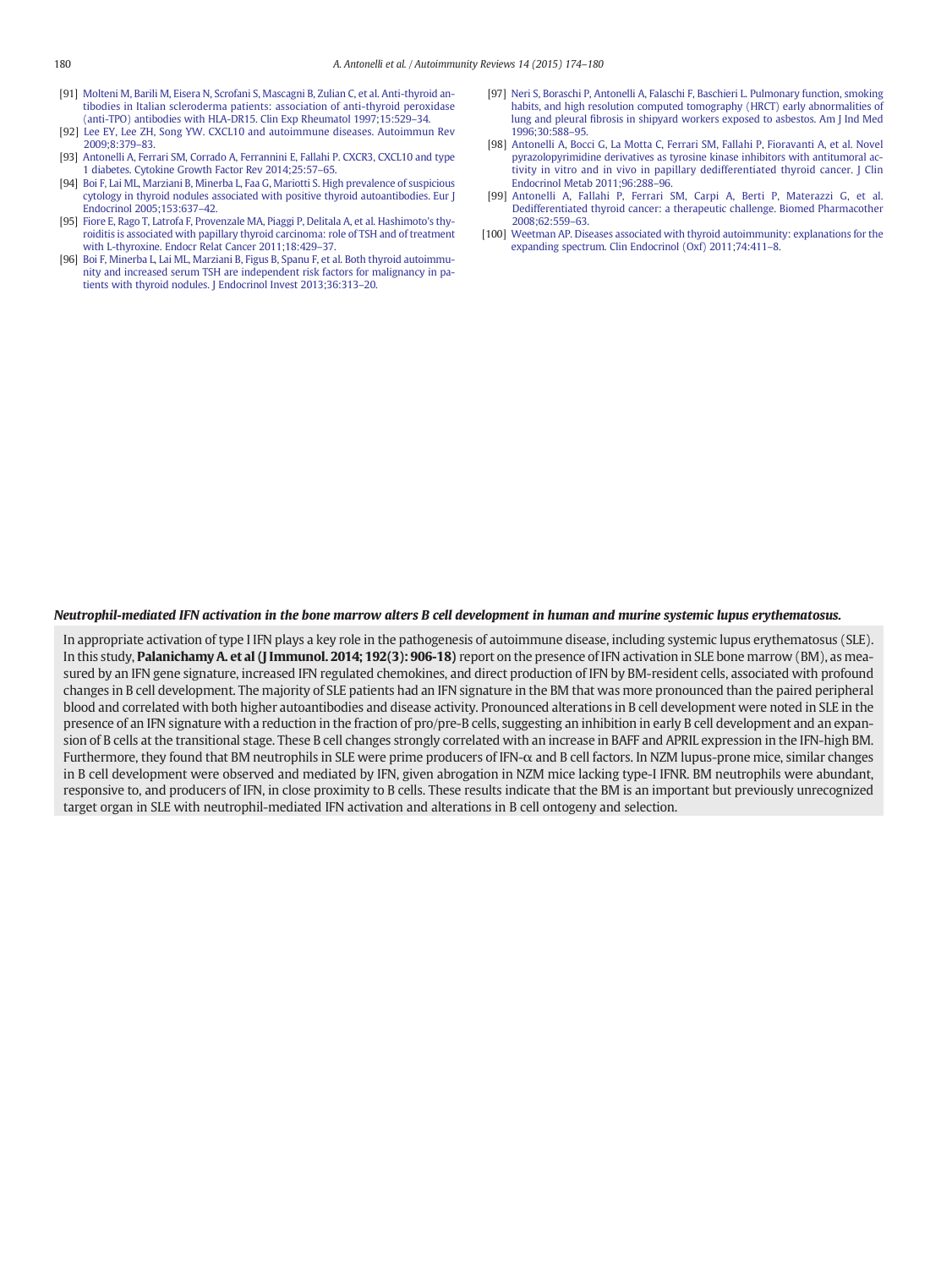[91] Molteni M, Barili M, Eisera N, Scrofani S, Mascagni B, Zulian C, et al. Anti-thyroid antibodies in Italian scleroderma patients: association of anti-thyroid peroxidase (anti-TPO) antibodies with HLA-DR15. Clin Exp Rheumatol 1997;15:529–34.

[92] Lee EY, Lee ZH, Song YW. CXCL10 and autoimmune diseases. Autoimmun Rev 2009;8:379–83.

[93] Antonelli A, Ferrari SM, Corrado A, Ferrannini E, Fallahi P. CXCR3, CXCL10 and type 1 diabetes. Cytokine Growth Factor Rev 2014;25:57–65.

[94] Boi F, Lai ML, Marziani B, Minerba L, Faa G, Mariotti S. High prevalence of suspicious cytology in thyroid nodules associated with positive thyroid autoantibodies. Eur J Endocrinol 2005;153:637–42.

[95] Fiore E, Rago T, Latrofa F, Provenzale MA, Piaggi P, Delitala A, et al. Hashimoto's thyroiditis is associated with papillary thyroid carcinoma: role of TSH and of treatment with L-thyroxine. Endocr Relat Cancer 2011;18:429–37.

[96] Boi F, Minerba L, Lai ML, Marziani B, Figus B, Spanu F, et al. Both thyroid autoimmunity and increased serum TSH are independent risk factors for malignancy in patients with thyroid nodules. J Endocrinol Invest 2013;36:313–20.

[97] Neri S, Boraschi P, Antonelli A, Falaschi F, Baschieri L. Pulmonary function, smoking habits, and high resolution computed tomography (HRCT) early abnormalities of lung and pleural fibrosis in shipyard workers exposed to asbestos. Am J Ind Med 1996;30:588–95.

[98] Antonelli A, Bocci G, La Motta C, Ferrari SM, Fallahi P, Fioravanti A, et al. Novel pyrazolopyrimidine derivatives as tyrosine kinase inhibitors with antitumoral activity in vitro and in vivo in papillary dedifferentiated thyroid cancer. J Clin Endocrinol Metab 2011;96:288–96.

[99] Antonelli A, Fallahi P, Ferrari SM, Carpi A, Berti P, Materazzi G, et al. Dedifferentiated thyroid cancer: a therapeutic challenge. Biomed Pharmacother 2008;62:559–63.

[100] Weetman AP. Diseases associated with thyroid autoimmunity: explanations for the expanding spectrum. Clin Endocrinol (Oxf) 2011;74:411–8.

***Neutrophil-mediated IFN activation in the bone marrow alters B cell development in human and murine systemic lupus erythematosus.***

In appropriate activation of type I IFN plays a key role in the pathogenesis of autoimmune disease, including systemic lupus erythematosus (SLE). In this study, **Palanichamy A. et al (J Immunol. 2014; 192(3): 906-18)** report on the presence of IFN activation in SLE bone marrow (BM), as measured by an IFN gene signature, increased IFN regulated chemokines, and direct production of IFN by BM-resident cells, associated with profound changes in B cell development. The majority of SLE patients had an IFN signature in the BM that was more pronounced than the paired peripheral blood and correlated with both higher autoantibodies and disease activity. Pronounced alterations in B cell development were noted in SLE in the presence of an IFN signature with a reduction in the fraction of pro/pre-B cells, suggesting an inhibition in early B cell development and an expansion of B cells at the transitional stage. These B cell changes strongly correlated with an increase in BAFF and APRIL expression in the IFN-high BM. Furthermore, they found that BM neutrophils in SLE were prime producers of IFN-α and B cell factors. In NZM lupus-prone mice, similar changes in B cell development were observed and mediated by IFN, given abrogation in NZM mice lacking type-I IFNR. BM neutrophils were abundant, responsive to, and producers of IFN, in close proximity to B cells. These results indicate that the BM is an important but previously unrecognized target organ in SLE with neutrophil-mediated IFN activation and alterations in B cell ontogeny and selection.